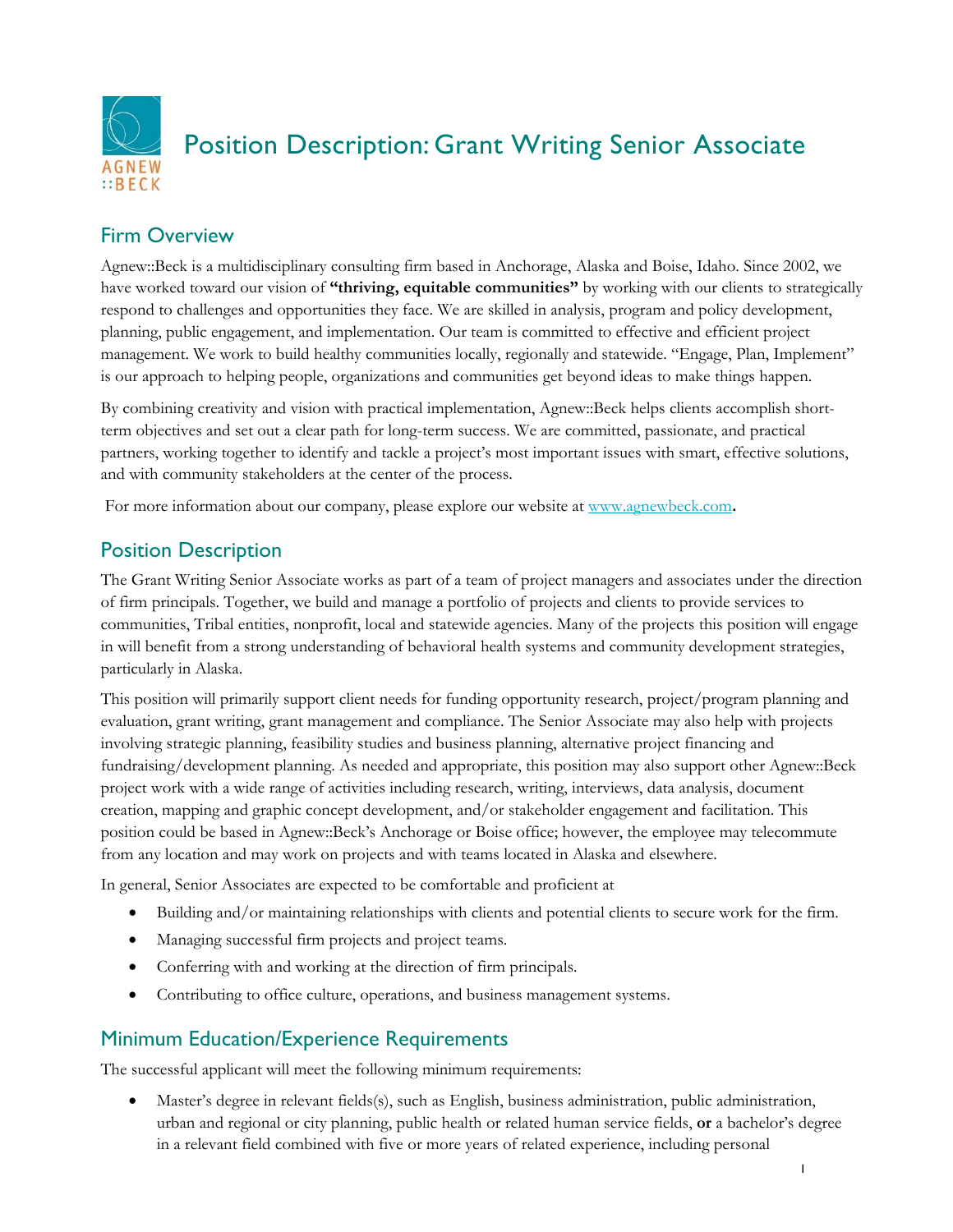# Position Description: Grant Writing Senior Associate

## Firm Overview

Agnew::Beck is a multidisciplinary consulting firm based in Anchorage, Alaska and Boise, Idaho. Since 2002, we have worked toward our vision of **"thriving, equitable communities"** by working with our clients to strategically respond to challenges and opportunities they face. We are skilled in analysis, program and policy development, planning, public engagement, and implementation. Our team is committed to effective and efficient project management. We work to build healthy communities locally, regionally and statewide. "Engage, Plan, Implement" is our approach to helping people, organizations and communities get beyond ideas to make things happen.

By combining creativity and vision with practical implementation, Agnew::Beck helps clients accomplish short-term objectives and set out a clear path for long-term success. We are committed, passionate, and practical partners, working together to identify and tackle a project's most important issues with smart, effective solutions, and with community stakeholders at the center of the process.

For more information about our company, please explore our website at www.agnewbeck.com**.**

## Position Description

The Grant Writing Senior Associate works as part of a team of project managers and associates under the direction of firm principals. Together, we build and manage a portfolio of projects and clients to provide services to communities, Tribal entities, nonprofit, local and statewide agencies. Many of the projects this position will engage in will benefit from a strong understanding of behavioral health systems and community development strategies, particularly in Alaska.

This position will primarily support client needs for funding opportunity research, project/program planning and evaluation, grant writing, grant management and compliance. The Senior Associate may also help with projects involving strategic planning, feasibility studies and business planning, alternative project financing and fundraising/development planning. As needed and appropriate, this position may also support other Agnew::Beck project work with a wide range of activities including research, writing, interviews, data analysis, document creation, mapping and graphic concept development, and/or stakeholder engagement and facilitation. This position could be based in Agnew::Beck's Anchorage or Boise office; however, the employee may telecommute from any location and may work on projects and with teams located in Alaska and elsewhere.

In general, Senior Associates are expected to be comfortable and proficient at

- Building and/or maintaining relationships with clients and potential clients to secure work for the firm.
- Managing successful firm projects and project teams.
- Conferring with and working at the direction of firm principals.
- Contributing to office culture, operations, and business management systems.

## Minimum Education/Experience Requirements

The successful applicant will meet the following minimum requirements:

- Master's degree in relevant fields(s), such as English, business administration, public administration, urban and regional or city planning, public health or related human service fields, **or** a bachelor's degree in a relevant field combined with five or more years of related experience, including personal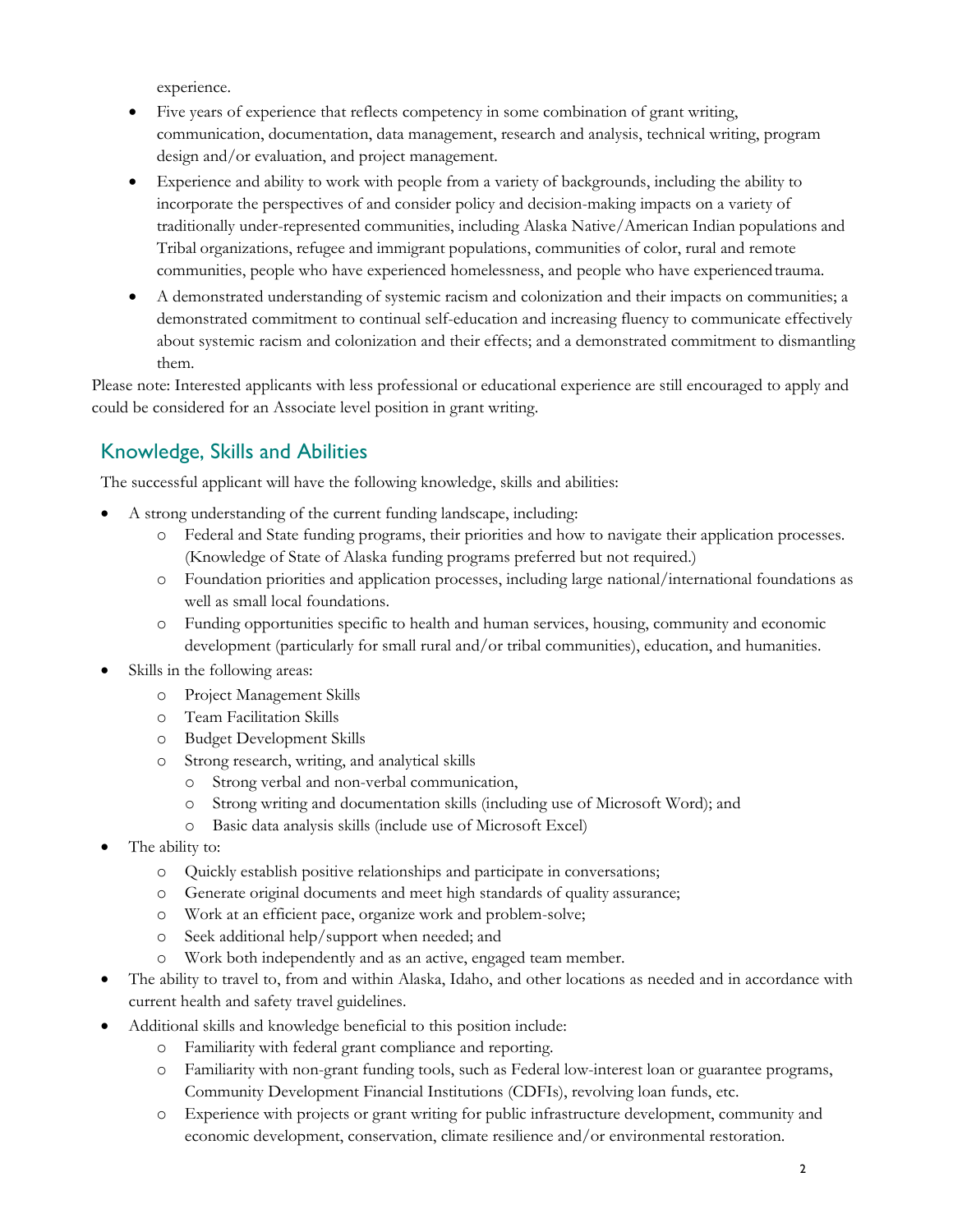experience.

- Five years of experience that reflects competency in some combination of grant writing, communication, documentation, data management, research and analysis, technical writing, program design and/or evaluation, and project management.
- Experience and ability to work with people from a variety of backgrounds, including the ability to incorporate the perspectives of and consider policy and decision-making impacts on a variety of traditionally under-represented communities, including Alaska Native/American Indian populations and Tribal organizations, refugee and immigrant populations, communities of color, rural and remote communities, people who have experienced homelessness, and people who have experienced trauma.
- A demonstrated understanding of systemic racism and colonization and their impacts on communities; a demonstrated commitment to continual self-education and increasing fluency to communicate effectively about systemic racism and colonization and their effects; and a demonstrated commitment to dismantling them.

Please note: Interested applicants with less professional or educational experience are still encouraged to apply and could be considered for an Associate level position in grant writing.

## Knowledge, Skills and Abilities

The successful applicant will have the following knowledge, skills and abilities:

- A strong understanding of the current funding landscape, including:
  - Federal and State funding programs, their priorities and how to navigate their application processes. (Knowledge of State of Alaska funding programs preferred but not required.)
  - Foundation priorities and application processes, including large national/international foundations as well as small local foundations.
  - Funding opportunities specific to health and human services, housing, community and economic development (particularly for small rural and/or tribal communities), education, and humanities.
- Skills in the following areas:
  - Project Management Skills
  - Team Facilitation Skills
  - Budget Development Skills
  - Strong research, writing, and analytical skills
    - Strong verbal and non-verbal communication,
    - Strong writing and documentation skills (including use of Microsoft Word); and
    - Basic data analysis skills (include use of Microsoft Excel)
- The ability to:
  - Quickly establish positive relationships and participate in conversations;
  - Generate original documents and meet high standards of quality assurance;
  - Work at an efficient pace, organize work and problem-solve;
  - Seek additional help/support when needed; and
  - Work both independently and as an active, engaged team member.
- The ability to travel to, from and within Alaska, Idaho, and other locations as needed and in accordance with current health and safety travel guidelines.
- Additional skills and knowledge beneficial to this position include:
  - Familiarity with federal grant compliance and reporting.
  - Familiarity with non-grant funding tools, such as Federal low-interest loan or guarantee programs, Community Development Financial Institutions (CDFIs), revolving loan funds, etc.
  - Experience with projects or grant writing for public infrastructure development, community and economic development, conservation, climate resilience and/or environmental restoration.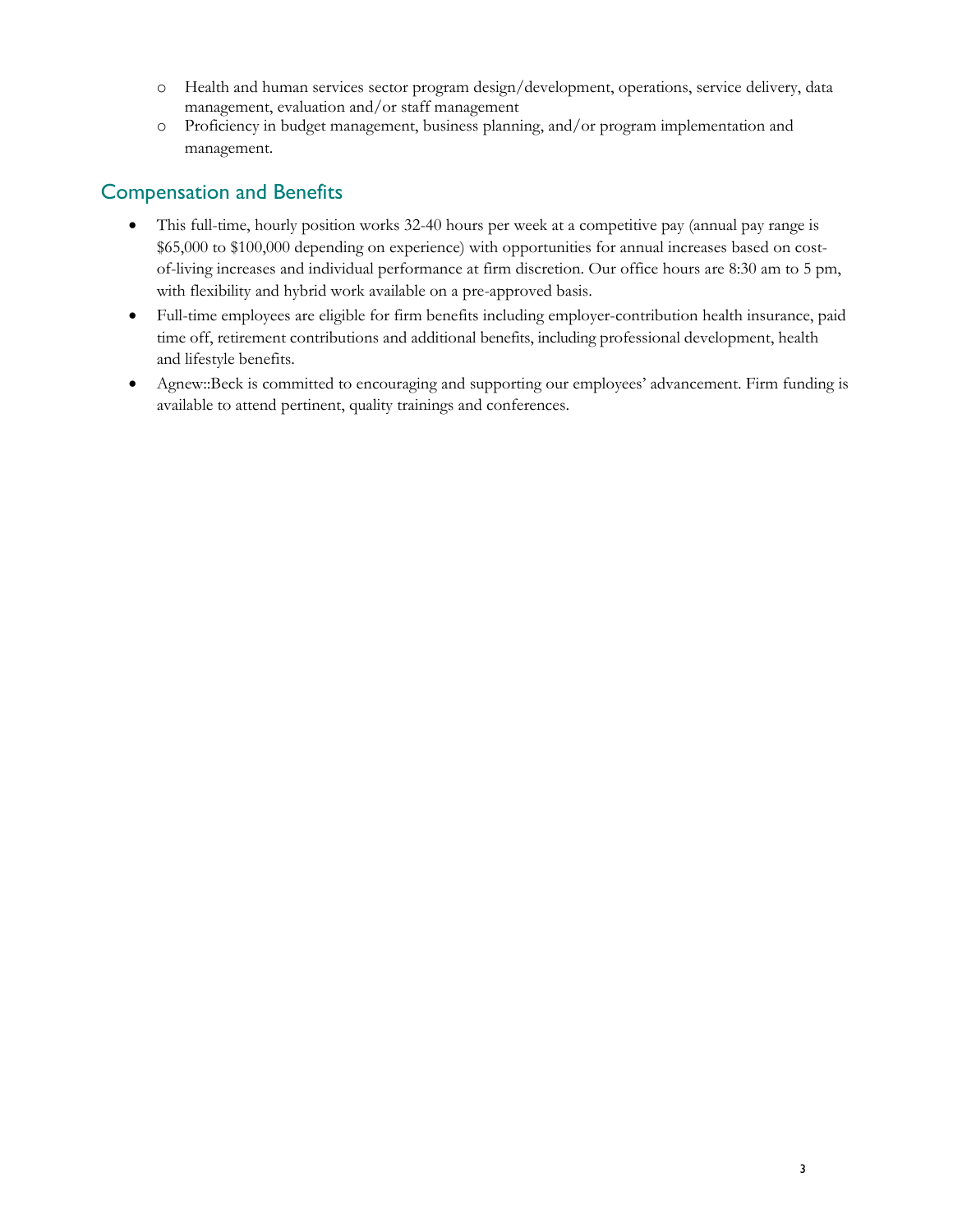- Health and human services sector program design/development, operations, service delivery, data management, evaluation and/or staff management
    - Proficiency in budget management, business planning, and/or program implementation and management.

## Compensation and Benefits

- This full-time, hourly position works 32-40 hours per week at a competitive pay (annual pay range is $65,000 to $100,000 depending on experience) with opportunities for annual increases based on cost-of-living increases and individual performance at firm discretion. Our office hours are 8:30 am to 5 pm, with flexibility and hybrid work available on a pre-approved basis.
- Full-time employees are eligible for firm benefits including employer-contribution health insurance, paid time off, retirement contributions and additional benefits, including professional development, health and lifestyle benefits.
- Agnew::Beck is committed to encouraging and supporting our employees' advancement. Firm funding is available to attend pertinent, quality trainings and conferences.